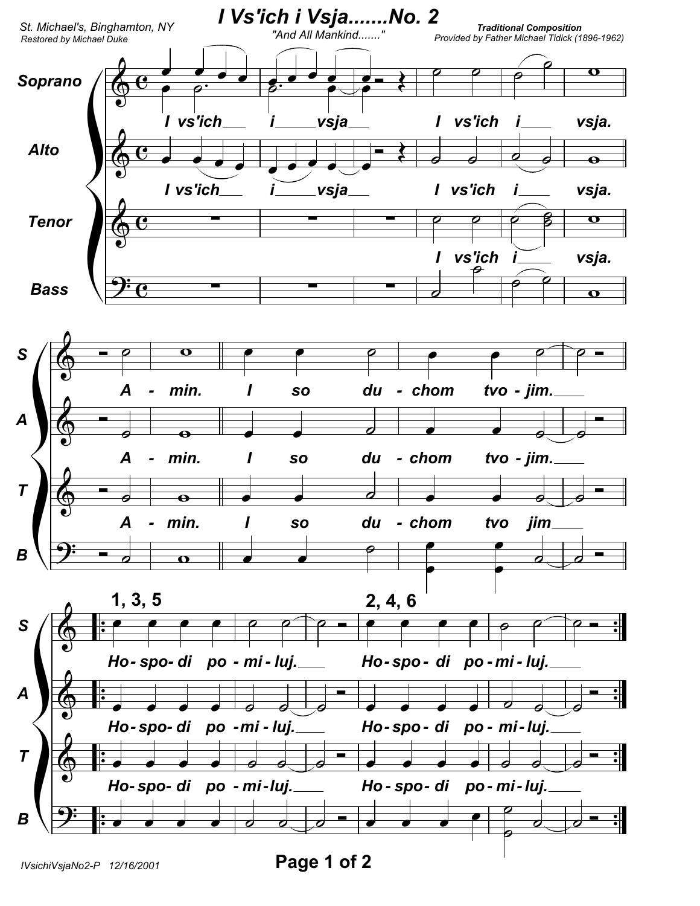# I Vs'ich i Vsja.......No. 2

St. Michael's, Binghamton, NY
Restored by Michael Duke

"And All Mankind......."

**Traditional Composition**
Provided by Father Michael Tidick (1896-1962)

Soprano / Alto / Tenor / Bass

I vs'ich i vsja I vs'ich i vsja.

A - min. I so du - chom tvo - jim.

1, 3, 5 — Ho- spo- di po - mi - luj.

2, 4, 6 — Ho- spo- di po - mi - luj.

IVsichiVsjaNo2-P 12/16/2001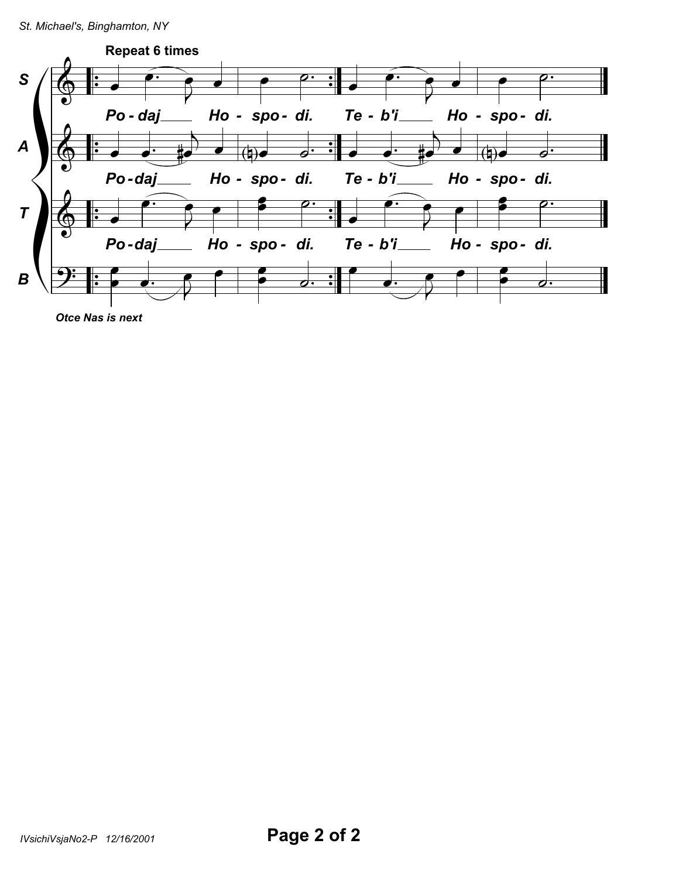**Repeat 6 times**

S

Po - daj Ho - spo - di. Te - b'i Ho - spo - di.

A

Po-daj Ho - spo - di. Te - b'i Ho - spo - di.

T

Po-daj Ho - spo - di. Te - b'i Ho - spo - di.

B

*Otce Nas is next*